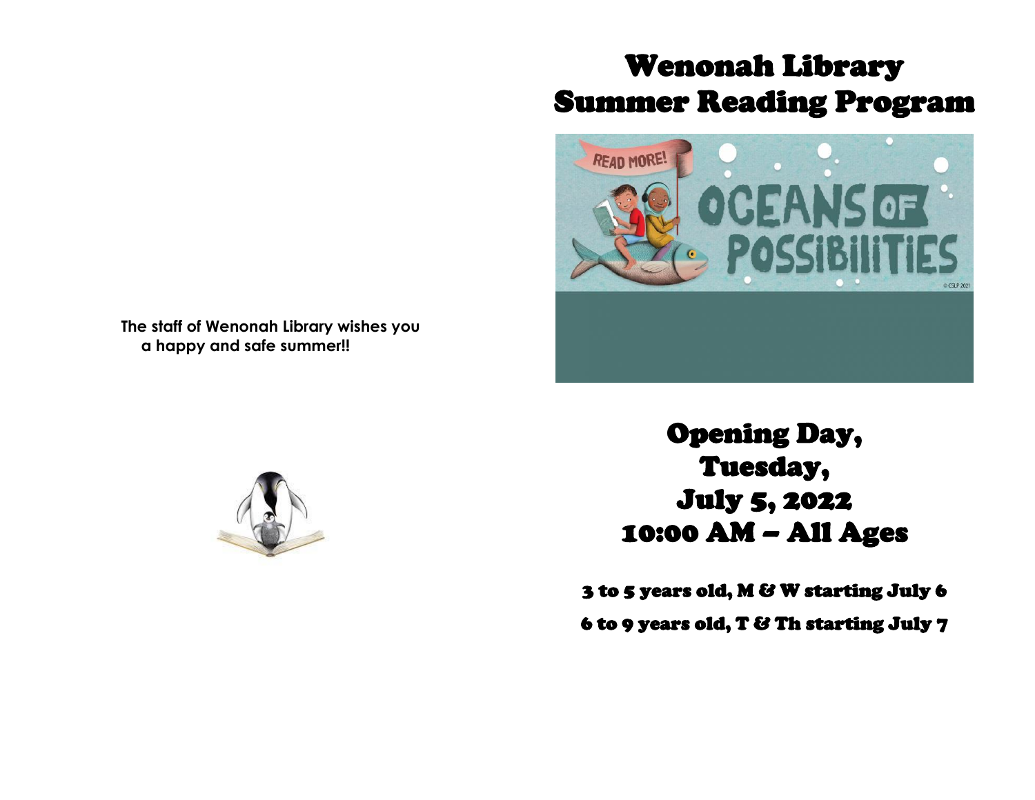The staff of Wenonah Library wishes you a happy and safe summer!!

# Wenonah Library Summer Reading Program

## Opening Day, Tuesday, July 5, 2022 10:00 AM – All Ages

3 to 5 years old, M & W starting July 6

6 to 9 years old, T & Th starting July 7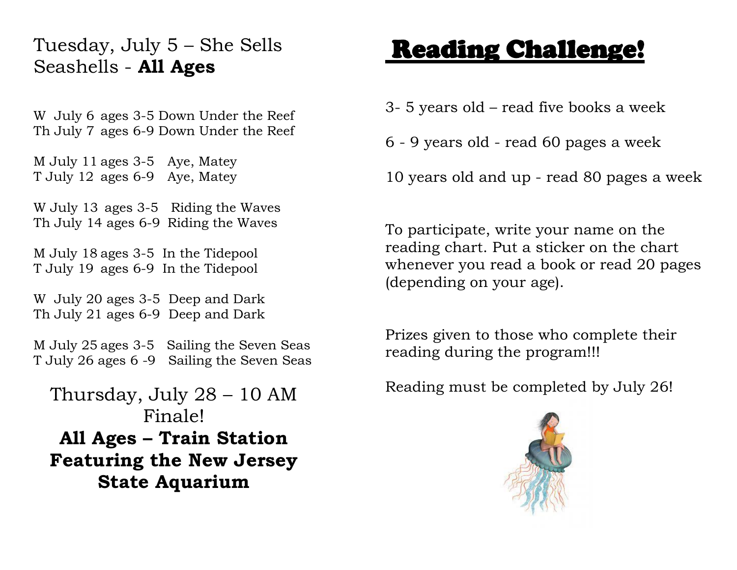Tuesday, July 5 – She Sells Seashells - **All Ages**

W July 6 ages 3-5 Down Under the Reef
Th July 7 ages 6-9 Down Under the Reef

M July 11 ages 3-5 Aye, Matey
T July 12 ages 6-9 Aye, Matey

W July 13 ages 3-5 Riding the Waves
Th July 14 ages 6-9 Riding the Waves

M July 18 ages 3-5 In the Tidepool
T July 19 ages 6-9 In the Tidepool

W July 20 ages 3-5 Deep and Dark
Th July 21 ages 6-9 Deep and Dark

M July 25 ages 3-5 Sailing the Seven Seas
T July 26 ages 6 -9 Sailing the Seven Seas

Thursday, July 28 – 10 AM Finale!

**All Ages – Train Station Featuring the New Jersey State Aquarium**

# Reading Challenge!

3- 5 years old – read five books a week

6 - 9 years old - read 60 pages a week

10 years old and up - read 80 pages a week

To participate, write your name on the reading chart. Put a sticker on the chart whenever you read a book or read 20 pages (depending on your age).

Prizes given to those who complete their reading during the program!!!

Reading must be completed by July 26!